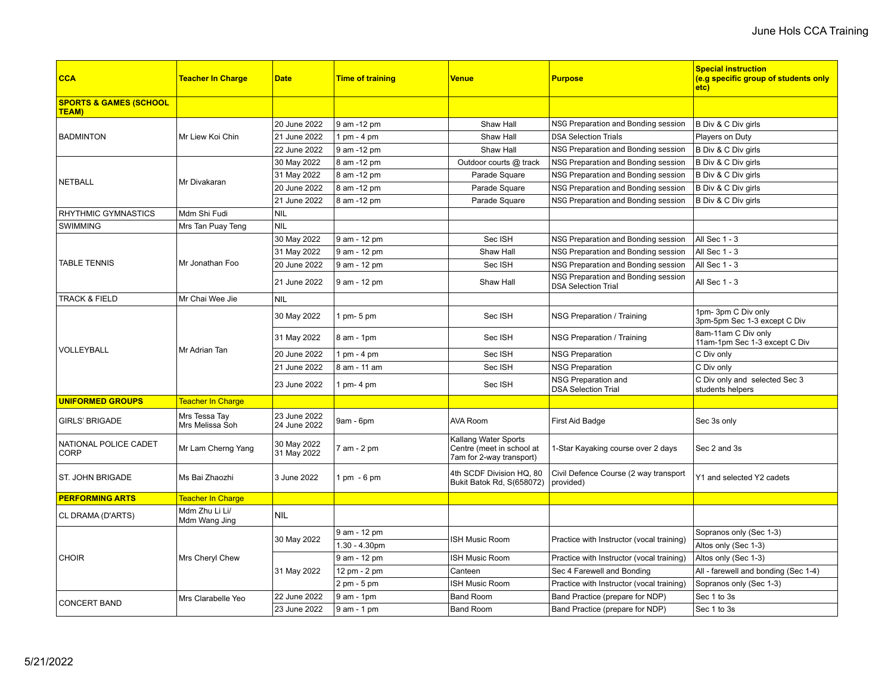# June Hols CCA Training

| CCA | Teacher In Charge | Date | Time of training | Venue | Purpose | Special instruction (e.g specific group of students only etc) |
|---|---|---|---|---|---|---|
| **SPORTS & GAMES (SCHOOL TEAM)** | | | | | | |
| BADMINTON | Mr Liew Koi Chin | 20 June 2022 | 9 am -12 pm | Shaw Hall | NSG Preparation and Bonding session | B Div & C Div girls |
| | | 21 June 2022 | 1 pm - 4 pm | Shaw Hall | DSA Selection Trials | Players on Duty |
| | | 22 June 2022 | 9 am -12 pm | Shaw Hall | NSG Preparation and Bonding session | B Div & C Div girls |
| NETBALL | Mr Divakaran | 30 May 2022 | 8 am -12 pm | Outdoor courts @ track | NSG Preparation and Bonding session | B Div & C Div girls |
| | | 31 May 2022 | 8 am -12 pm | Parade Square | NSG Preparation and Bonding session | B Div & C Div girls |
| | | 20 June 2022 | 8 am -12 pm | Parade Square | NSG Preparation and Bonding session | B Div & C Div girls |
| | | 21 June 2022 | 8 am -12 pm | Parade Square | NSG Preparation and Bonding session | B Div & C Div girls |
| RHYTHMIC GYMNASTICS | Mdm Shi Fudi | NIL | | | | |
| SWIMMING | Mrs Tan Puay Teng | NIL | | | | |
| TABLE TENNIS | Mr Jonathan Foo | 30 May 2022 | 9 am - 12 pm | Sec ISH | NSG Preparation and Bonding session | All Sec 1 - 3 |
| | | 31 May 2022 | 9 am - 12 pm | Shaw Hall | NSG Preparation and Bonding session | All Sec 1 - 3 |
| | | 20 June 2022 | 9 am - 12 pm | Sec ISH | NSG Preparation and Bonding session | All Sec 1 - 3 |
| | | 21 June 2022 | 9 am - 12 pm | Shaw Hall | NSG Preparation and Bonding session DSA Selection Trial | All Sec 1 - 3 |
| TRACK & FIELD | Mr Chai Wee Jie | NIL | | | | |
| VOLLEYBALL | Mr Adrian Tan | 30 May 2022 | 1 pm- 5 pm | Sec ISH | NSG Preparation / Training | 1pm- 3pm C Div only 3pm-5pm Sec 1-3 except C Div |
| | | 31 May 2022 | 8 am - 1pm | Sec ISH | NSG Preparation / Training | 8am-11am C Div only 11am-1pm Sec 1-3 except C Div |
| | | 20 June 2022 | 1 pm - 4 pm | Sec ISH | NSG Preparation | C Div only |
| | | 21 June 2022 | 8 am - 11 am | Sec ISH | NSG Preparation | C Div only |
| | | 23 June 2022 | 1 pm- 4 pm | Sec ISH | NSG Preparation and DSA Selection Trial | C Div only and selected Sec 3 students helpers |
| **UNIFORMED GROUPS** | Teacher In Charge | | | | | |
| GIRLS' BRIGADE | Mrs Tessa Tay Mrs Melissa Soh | 23 June 2022 24 June 2022 | 9am - 6pm | AVA Room | First Aid Badge | Sec 3s only |
| NATIONAL POLICE CADET CORP | Mr Lam Cherng Yang | 30 May 2022 31 May 2022 | 7 am - 2 pm | Kallang Water Sports Centre (meet in school at 7am for 2-way transport) | 1-Star Kayaking course over 2 days | Sec 2 and 3s |
| ST. JOHN BRIGADE | Ms Bai Zhaozhi | 3 June 2022 | 1 pm - 6 pm | 4th SCDF Division HQ, 80 Bukit Batok Rd, S(658072) | Civil Defence Course (2 way transport provided) | Y1 and selected Y2 cadets |
| **PERFORMING ARTS** | Teacher In Charge | | | | | |
| CL DRAMA (D'ARTS) | Mdm Zhu Li Li/ Mdm Wang Jing | NIL | | | | |
| CHOIR | Mrs Cheryl Chew | 30 May 2022 | 9 am - 12 pm | ISH Music Room | Practice with Instructor (vocal training) | Sopranos only (Sec 1-3) |
| | | | 1.30 - 4.30pm | | | Altos only (Sec 1-3) |
| | | 31 May 2022 | 9 am - 12 pm | ISH Music Room | Practice with Instructor (vocal training) | Altos only (Sec 1-3) |
| | | | 12 pm - 2 pm | Canteen | Sec 4 Farewell and Bonding | All - farewell and bonding (Sec 1-4) |
| | | | 2 pm - 5 pm | ISH Music Room | Practice with Instructor (vocal training) | Sopranos only (Sec 1-3) |
| CONCERT BAND | Mrs Clarabelle Yeo | 22 June 2022 | 9 am - 1pm | Band Room | Band Practice (prepare for NDP) | Sec 1 to 3s |
| | | 23 June 2022 | 9 am - 1 pm | Band Room | Band Practice (prepare for NDP) | Sec 1 to 3s |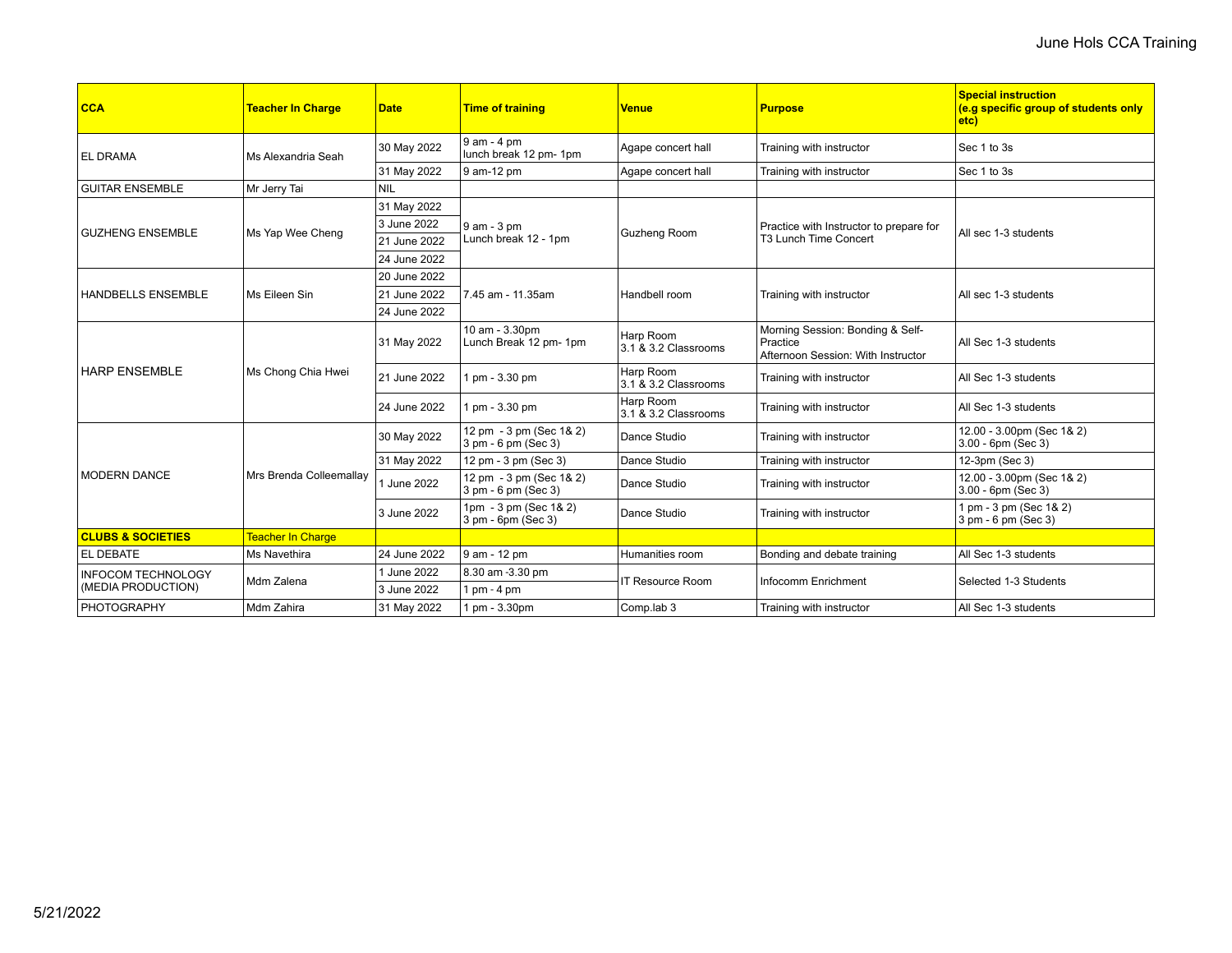June Hols CCA Training

| CCA | Teacher In Charge | Date | Time of training | Venue | Purpose | Special instruction (e.g specific group of students only etc) |
|---|---|---|---|---|---|---|
| EL DRAMA | Ms Alexandria Seah | 30 May 2022 | 9 am - 4 pm lunch break 12 pm- 1pm | Agape concert hall | Training with instructor | Sec 1 to 3s |
| | | 31 May 2022 | 9 am-12 pm | Agape concert hall | Training with instructor | Sec 1 to 3s |
| GUITAR ENSEMBLE | Mr Jerry Tai | NIL | | | | |
| GUZHENG ENSEMBLE | Ms Yap Wee Cheng | 31 May 2022 | 9 am - 3 pm Lunch break 12 - 1pm | Guzheng Room | Practice with Instructor to prepare for T3 Lunch Time Concert | All sec 1-3 students |
| | | 3 June 2022 | | | | |
| | | 21 June 2022 | | | | |
| | | 24 June 2022 | | | | |
| HANDBELLS ENSEMBLE | Ms Eileen Sin | 20 June 2022 | 7.45 am - 11.35am | Handbell room | Training with instructor | All sec 1-3 students |
| | | 21 June 2022 | | | | |
| | | 24 June 2022 | | | | |
| HARP ENSEMBLE | Ms Chong Chia Hwei | 31 May 2022 | 10 am - 3.30pm Lunch Break 12 pm- 1pm | Harp Room 3.1 & 3.2 Classrooms | Morning Session: Bonding & Self-Practice Afternoon Session: With Instructor | All Sec 1-3 students |
| | | 21 June 2022 | 1 pm - 3.30 pm | Harp Room 3.1 & 3.2 Classrooms | Training with instructor | All Sec 1-3 students |
| | | 24 June 2022 | 1 pm - 3.30 pm | Harp Room 3.1 & 3.2 Classrooms | Training with instructor | All Sec 1-3 students |
| MODERN DANCE | Mrs Brenda Colleemallay | 30 May 2022 | 12 pm - 3 pm (Sec 1& 2) 3 pm - 6 pm (Sec 3) | Dance Studio | Training with instructor | 12.00 - 3.00pm (Sec 1& 2) 3.00 - 6pm (Sec 3) |
| | | 31 May 2022 | 12 pm - 3 pm (Sec 3) | Dance Studio | Training with instructor | 12-3pm (Sec 3) |
| | | 1 June 2022 | 12 pm - 3 pm (Sec 1& 2) 3 pm - 6 pm (Sec 3) | Dance Studio | Training with instructor | 12.00 - 3.00pm (Sec 1& 2) 3.00 - 6pm (Sec 3) |
| | | 3 June 2022 | 1pm - 3 pm (Sec 1& 2) 3 pm - 6pm (Sec 3) | Dance Studio | Training with instructor | 1 pm - 3 pm (Sec 1& 2) 3 pm - 6 pm (Sec 3) |
| **CLUBS & SOCIETIES** | Teacher In Charge | | | | | |
| EL DEBATE | Ms Navethira | 24 June 2022 | 9 am - 12 pm | Humanities room | Bonding and debate training | All Sec 1-3 students |
| INFOCOM TECHNOLOGY (MEDIA PRODUCTION) | Mdm Zalena | 1 June 2022 | 8.30 am -3.30 pm | IT Resource Room | Infocomm Enrichment | Selected 1-3 Students |
| | | 3 June 2022 | 1 pm - 4 pm | | | |
| PHOTOGRAPHY | Mdm Zahira | 31 May 2022 | 1 pm - 3.30pm | Comp.lab 3 | Training with instructor | All Sec 1-3 students |

5/21/2022